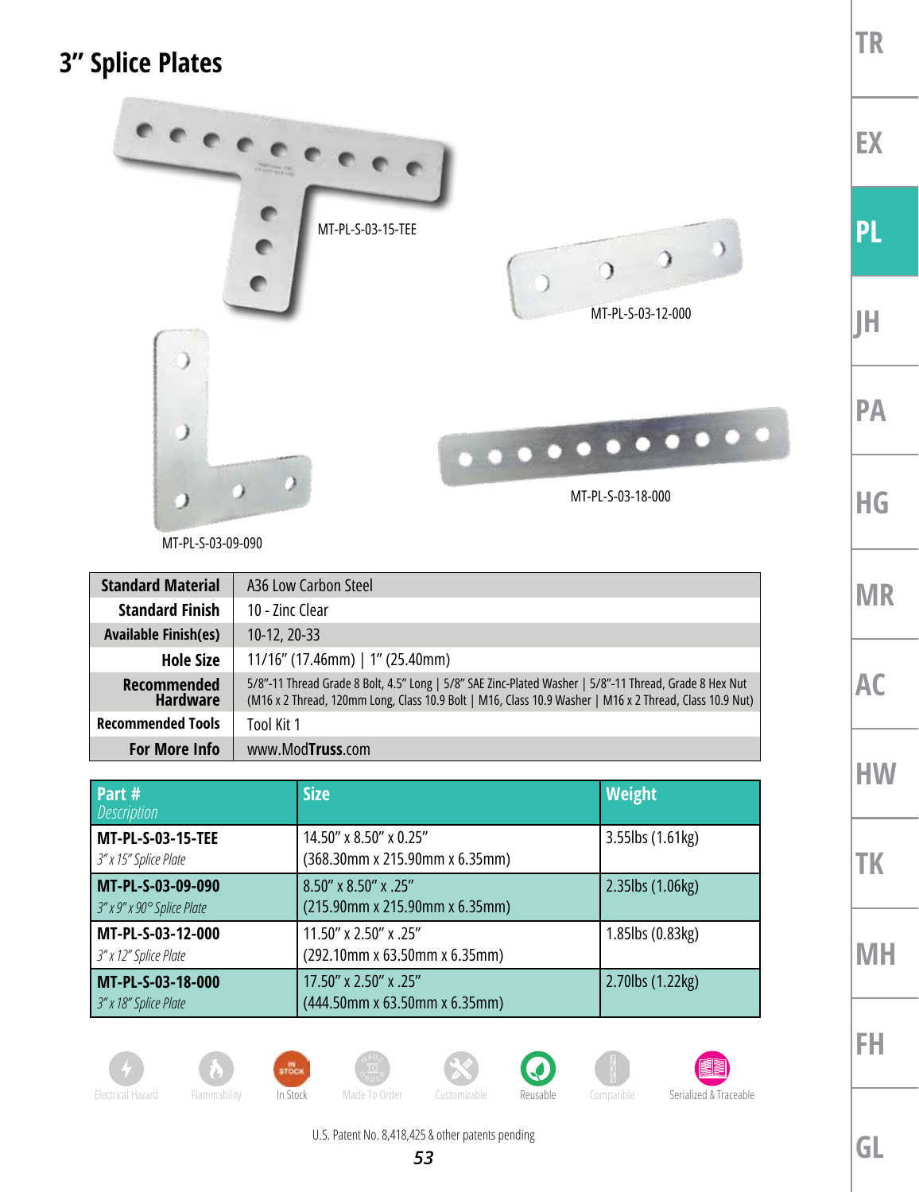# 3" Splice Plates

MT-PL-S-03-15-TEE

MT-PL-S-03-12-000

MT-PL-S-03-09-090

MT-PL-S-03-18-000

| | |
|---|---|
| **Standard Material** | A36 Low Carbon Steel |
| **Standard Finish** | 10 - Zinc Clear |
| **Available Finish(es)** | 10-12, 20-33 |
| **Hole Size** | 11/16" (17.46mm) \| 1" (25.40mm) |
| **Recommended Hardware** | 5/8"-11 Thread Grade 8 Bolt, 4.5" Long \| 5/8" SAE Zinc-Plated Washer \| 5/8"-11 Thread, Grade 8 Hex Nut (M16 x 2 Thread, 120mm Long, Class 10.9 Bolt \| M16, Class 10.9 Washer \| M16 x 2 Thread, Class 10.9 Nut) |
| **Recommended Tools** | Tool Kit 1 |
| **For More Info** | www.ModTruss.com |

| Part # *Description* | Size | Weight |
|---|---|---|
| **MT-PL-S-03-15-TEE** *3" x 15" Splice Plate* | 14.50" x 8.50" x 0.25" (368.30mm x 215.90mm x 6.35mm) | 3.55lbs (1.61kg) |
| **MT-PL-S-03-09-090** *3" x 9" x 90° Splice Plate* | 8.50" x 8.50" x .25" (215.90mm x 215.90mm x 6.35mm) | 2.35lbs (1.06kg) |
| **MT-PL-S-03-12-000** *3" x 12" Splice Plate* | 11.50" x 2.50" x .25" (292.10mm x 63.50mm x 6.35mm) | 1.85lbs (0.83kg) |
| **MT-PL-S-03-18-000** *3" x 18" Splice Plate* | 17.50" x 2.50" x .25" (444.50mm x 63.50mm x 6.35mm) | 2.70lbs (1.22kg) |

Electrical Hazard | Flammability | In Stock | Made To Order | Customizable | Reusable | Compatible | Serialized & Traceable

U.S. Patent No. 8,418,425 & other patents pending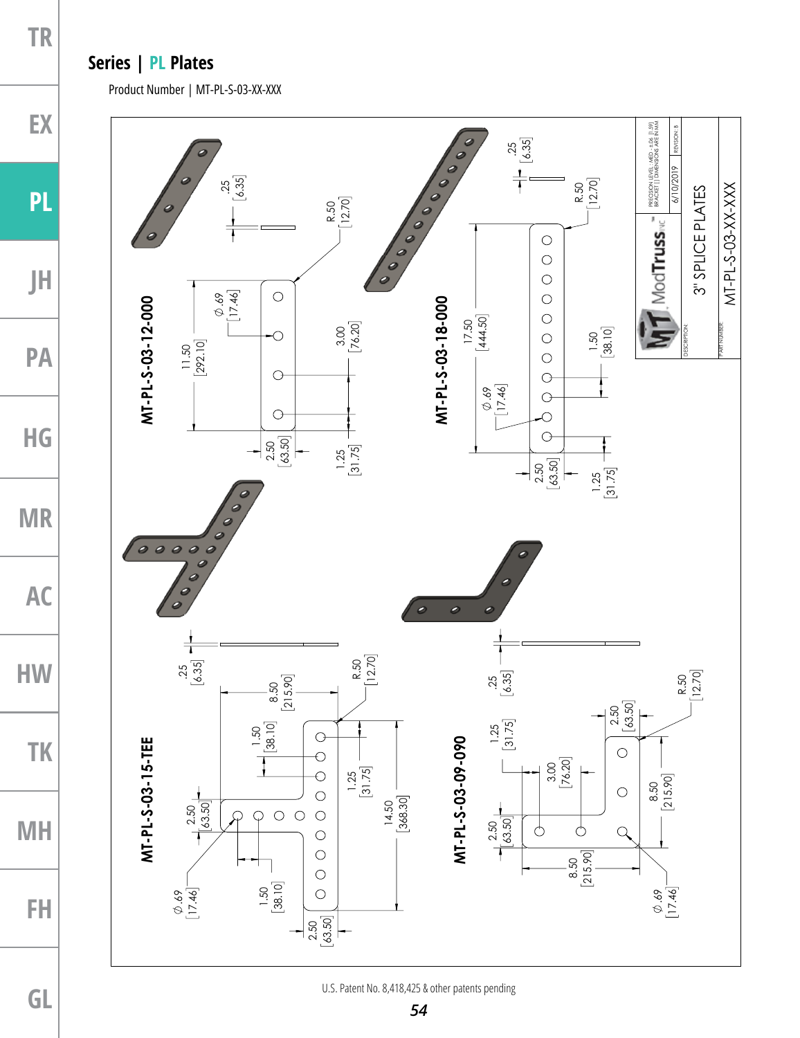## Series | PL Plates

Product Number | MT-PL-S-03-XX-XXX

MT-PL-S-03-12-000

.25 [6.35]

R.50 [12.70]

⌀.69 [17.46]

11.50 [292.10]

3.00 [76.20]

2.50 [63.50]

1.25 [31.75]

MT-PL-S-03-18-000

.25 [6.35]

R.50 [12.70]

17.50 [444.50]

⌀.69 [17.46]

1.50 [38.10]

2.50 [63.50]

1.25 [31.75]

MT-PL-S-03-15-TEE

.25 [6.35]

8.50 [215.90]

R.50 [12.70]

1.50 [38.10]

1.25 [31.75]

14.50 [368.30]

2.50 [63.50]

⌀.69 [17.46]

1.50 [38.10]

2.50 [63.50]

MT-PL-S-03-09-090

.25 [6.35]

R.50 [12.70]

2.50 [63.50]

1.25 [31.75]

3.00 [76.20]

8.50 [215.90]

2.50 [63.50]

8.50 [215.90]

⌀.69 [17.46]

PRECISION LEVEL - MED - ±.06 [1.59]
BRACKET [ ] DIMENSIONS ARE IN MM

6/10/2019

REVISION: B

ModTruss INC

DESCRIPTION: 3" SPLICE PLATES

PART NUMBER: MT-PL-S-03-XX-XXX

U.S. Patent No. 8,418,425 & other patents pending